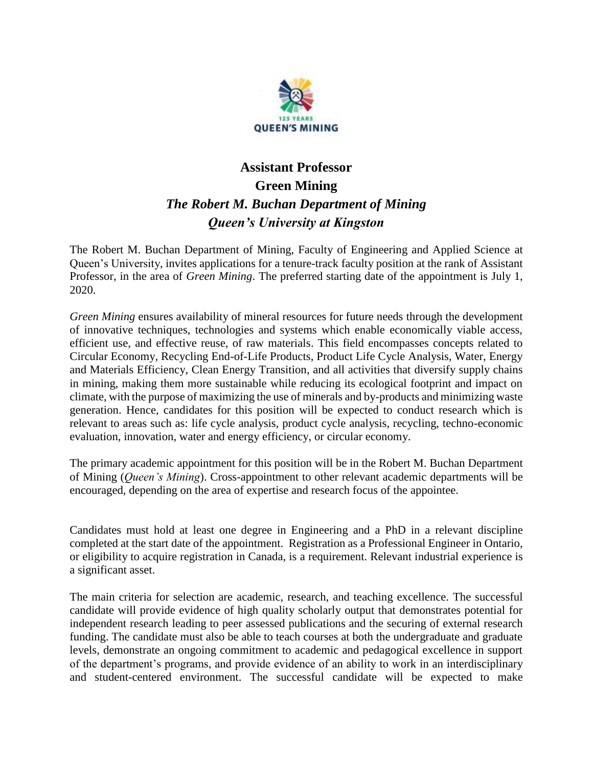# Assistant Professor
# Green Mining
## *The Robert M. Buchan Department of Mining*
## *Queen's University at Kingston*

The Robert M. Buchan Department of Mining, Faculty of Engineering and Applied Science at Queen's University, invites applications for a tenure-track faculty position at the rank of Assistant Professor, in the area of *Green Mining*. The preferred starting date of the appointment is July 1, 2020.

*Green Mining* ensures availability of mineral resources for future needs through the development of innovative techniques, technologies and systems which enable economically viable access, efficient use, and effective reuse, of raw materials. This field encompasses concepts related to Circular Economy, Recycling End-of-Life Products, Product Life Cycle Analysis, Water, Energy and Materials Efficiency, Clean Energy Transition, and all activities that diversify supply chains in mining, making them more sustainable while reducing its ecological footprint and impact on climate, with the purpose of maximizing the use of minerals and by-products and minimizing waste generation. Hence, candidates for this position will be expected to conduct research which is relevant to areas such as: life cycle analysis, product cycle analysis, recycling, techno-economic evaluation, innovation, water and energy efficiency, or circular economy.

The primary academic appointment for this position will be in the Robert M. Buchan Department of Mining (*Queen's Mining*). Cross-appointment to other relevant academic departments will be encouraged, depending on the area of expertise and research focus of the appointee.

Candidates must hold at least one degree in Engineering and a PhD in a relevant discipline completed at the start date of the appointment. Registration as a Professional Engineer in Ontario, or eligibility to acquire registration in Canada, is a requirement. Relevant industrial experience is a significant asset.

The main criteria for selection are academic, research, and teaching excellence. The successful candidate will provide evidence of high quality scholarly output that demonstrates potential for independent research leading to peer assessed publications and the securing of external research funding. The candidate must also be able to teach courses at both the undergraduate and graduate levels, demonstrate an ongoing commitment to academic and pedagogical excellence in support of the department's programs, and provide evidence of an ability to work in an interdisciplinary and student-centered environment. The successful candidate will be expected to make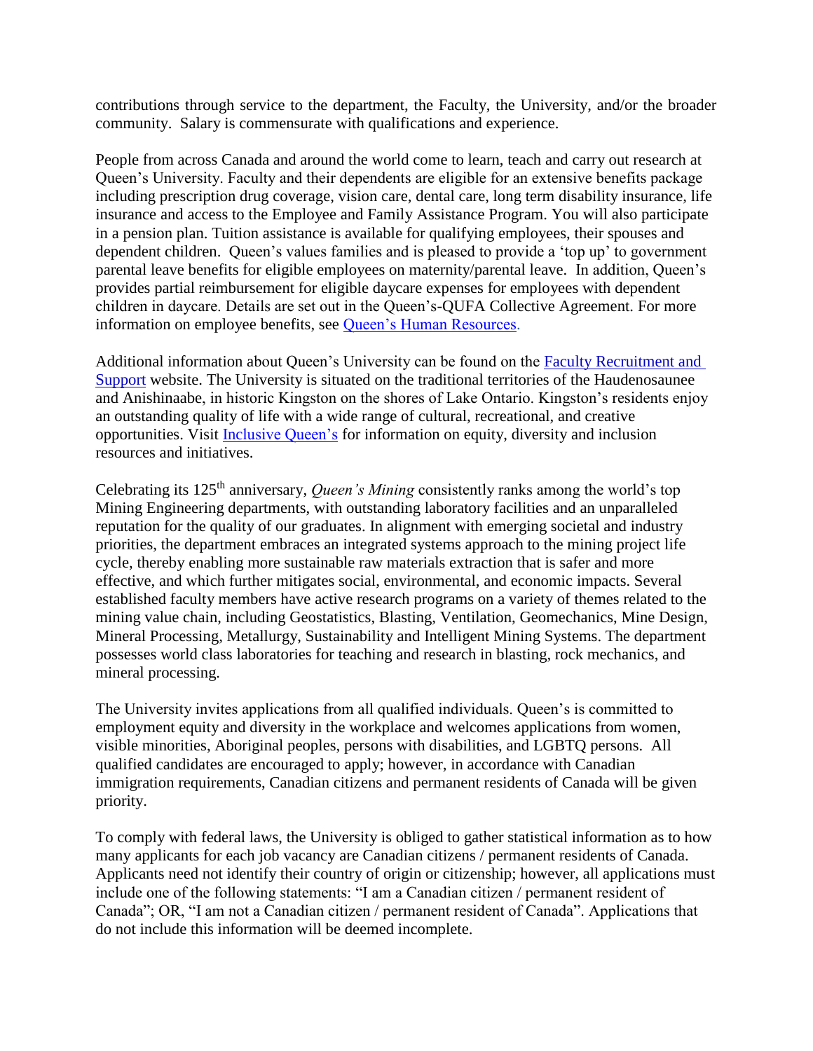contributions through service to the department, the Faculty, the University, and/or the broader community. Salary is commensurate with qualifications and experience.

People from across Canada and around the world come to learn, teach and carry out research at Queen's University. Faculty and their dependents are eligible for an extensive benefits package including prescription drug coverage, vision care, dental care, long term disability insurance, life insurance and access to the Employee and Family Assistance Program. You will also participate in a pension plan. Tuition assistance is available for qualifying employees, their spouses and dependent children. Queen's values families and is pleased to provide a 'top up' to government parental leave benefits for eligible employees on maternity/parental leave. In addition, Queen's provides partial reimbursement for eligible daycare expenses for employees with dependent children in daycare. Details are set out in the Queen's-QUFA Collective Agreement. For more information on employee benefits, see [Queen's Human Resources](.).

Additional information about Queen's University can be found on the [Faculty Recruitment and Support](.) website. The University is situated on the traditional territories of the Haudenosaunee and Anishinaabe, in historic Kingston on the shores of Lake Ontario. Kingston's residents enjoy an outstanding quality of life with a wide range of cultural, recreational, and creative opportunities. Visit [Inclusive Queen's](.) for information on equity, diversity and inclusion resources and initiatives.

Celebrating its 125th anniversary, *Queen's Mining* consistently ranks among the world's top Mining Engineering departments, with outstanding laboratory facilities and an unparalleled reputation for the quality of our graduates. In alignment with emerging societal and industry priorities, the department embraces an integrated systems approach to the mining project life cycle, thereby enabling more sustainable raw materials extraction that is safer and more effective, and which further mitigates social, environmental, and economic impacts. Several established faculty members have active research programs on a variety of themes related to the mining value chain, including Geostatistics, Blasting, Ventilation, Geomechanics, Mine Design, Mineral Processing, Metallurgy, Sustainability and Intelligent Mining Systems. The department possesses world class laboratories for teaching and research in blasting, rock mechanics, and mineral processing.

The University invites applications from all qualified individuals. Queen's is committed to employment equity and diversity in the workplace and welcomes applications from women, visible minorities, Aboriginal peoples, persons with disabilities, and LGBTQ persons. All qualified candidates are encouraged to apply; however, in accordance with Canadian immigration requirements, Canadian citizens and permanent residents of Canada will be given priority.

To comply with federal laws, the University is obliged to gather statistical information as to how many applicants for each job vacancy are Canadian citizens / permanent residents of Canada. Applicants need not identify their country of origin or citizenship; however, all applications must include one of the following statements: "I am a Canadian citizen / permanent resident of Canada"; OR, "I am not a Canadian citizen / permanent resident of Canada". Applications that do not include this information will be deemed incomplete.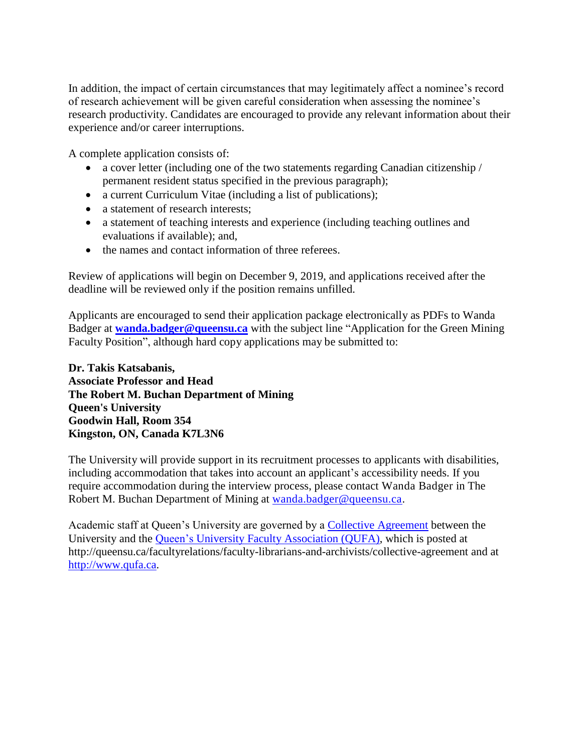In addition, the impact of certain circumstances that may legitimately affect a nominee's record of research achievement will be given careful consideration when assessing the nominee's research productivity. Candidates are encouraged to provide any relevant information about their experience and/or career interruptions.

A complete application consists of:

- a cover letter (including one of the two statements regarding Canadian citizenship / permanent resident status specified in the previous paragraph);
- a current Curriculum Vitae (including a list of publications);
- a statement of research interests;
- a statement of teaching interests and experience (including teaching outlines and evaluations if available); and,
- the names and contact information of three referees.

Review of applications will begin on December 9, 2019, and applications received after the deadline will be reviewed only if the position remains unfilled.

Applicants are encouraged to send their application package electronically as PDFs to Wanda Badger at **wanda.badger@queensu.ca** with the subject line "Application for the Green Mining Faculty Position", although hard copy applications may be submitted to:

**Dr. Takis Katsabanis,**
**Associate Professor and Head**
**The Robert M. Buchan Department of Mining**
**Queen's University**
**Goodwin Hall, Room 354**
**Kingston, ON, Canada K7L3N6**

The University will provide support in its recruitment processes to applicants with disabilities, including accommodation that takes into account an applicant's accessibility needs. If you require accommodation during the interview process, please contact Wanda Badger in The Robert M. Buchan Department of Mining at wanda.badger@queensu.ca.

Academic staff at Queen's University are governed by a Collective Agreement between the University and the Queen's University Faculty Association (QUFA), which is posted at http://queensu.ca/facultyrelations/faculty-librarians-and-archivists/collective-agreement and at http://www.qufa.ca.